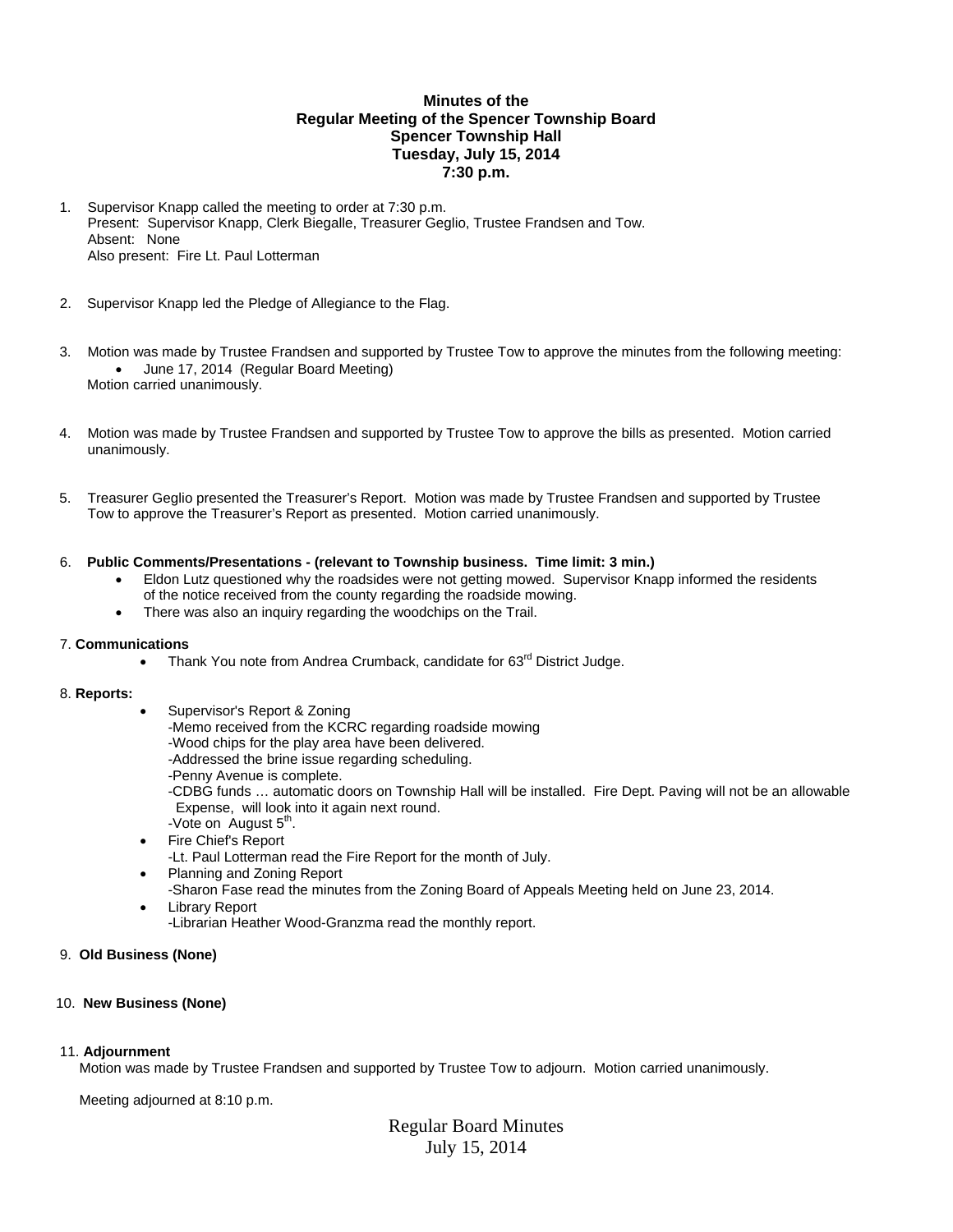**Minutes of the**
**Regular Meeting of the Spencer Township Board**
**Spencer Township Hall**
**Tuesday, July 15, 2014**
**7:30 p.m.**

1. Supervisor Knapp called the meeting to order at 7:30 p.m.
   Present: Supervisor Knapp, Clerk Biegalle, Treasurer Geglio, Trustee Frandsen and Tow.
   Absent: None
   Also present: Fire Lt. Paul Lotterman

2. Supervisor Knapp led the Pledge of Allegiance to the Flag.

3. Motion was made by Trustee Frandsen and supported by Trustee Tow to approve the minutes from the following meeting:
   - June 17, 2014 (Regular Board Meeting)

   Motion carried unanimously.

4. Motion was made by Trustee Frandsen and supported by Trustee Tow to approve the bills as presented. Motion carried unanimously.

5. Treasurer Geglio presented the Treasurer's Report. Motion was made by Trustee Frandsen and supported by Trustee Tow to approve the Treasurer's Report as presented. Motion carried unanimously.

6. **Public Comments/Presentations - (relevant to Township business. Time limit: 3 min.)**
   - Eldon Lutz questioned why the roadsides were not getting mowed. Supervisor Knapp informed the residents of the notice received from the county regarding the roadside mowing.
   - There was also an inquiry regarding the woodchips on the Trail.

7. **Communications**
   - Thank You note from Andrea Crumback, candidate for 63rd District Judge.

8. **Reports:**
   - Supervisor's Report & Zoning
     -Memo received from the KCRC regarding roadside mowing
     -Wood chips for the play area have been delivered.
     -Addressed the brine issue regarding scheduling.
     -Penny Avenue is complete.
     -CDBG funds … automatic doors on Township Hall will be installed. Fire Dept. Paving will not be an allowable Expense, will look into it again next round.
     -Vote on August 5th.
   - Fire Chief's Report
     -Lt. Paul Lotterman read the Fire Report for the month of July.
   - Planning and Zoning Report
     -Sharon Fase read the minutes from the Zoning Board of Appeals Meeting held on June 23, 2014.
   - Library Report
     -Librarian Heather Wood-Granzma read the monthly report.

9. **Old Business (None)**

10. **New Business (None)**

11. **Adjournment**
    Motion was made by Trustee Frandsen and supported by Trustee Tow to adjourn. Motion carried unanimously.

    Meeting adjourned at 8:10 p.m.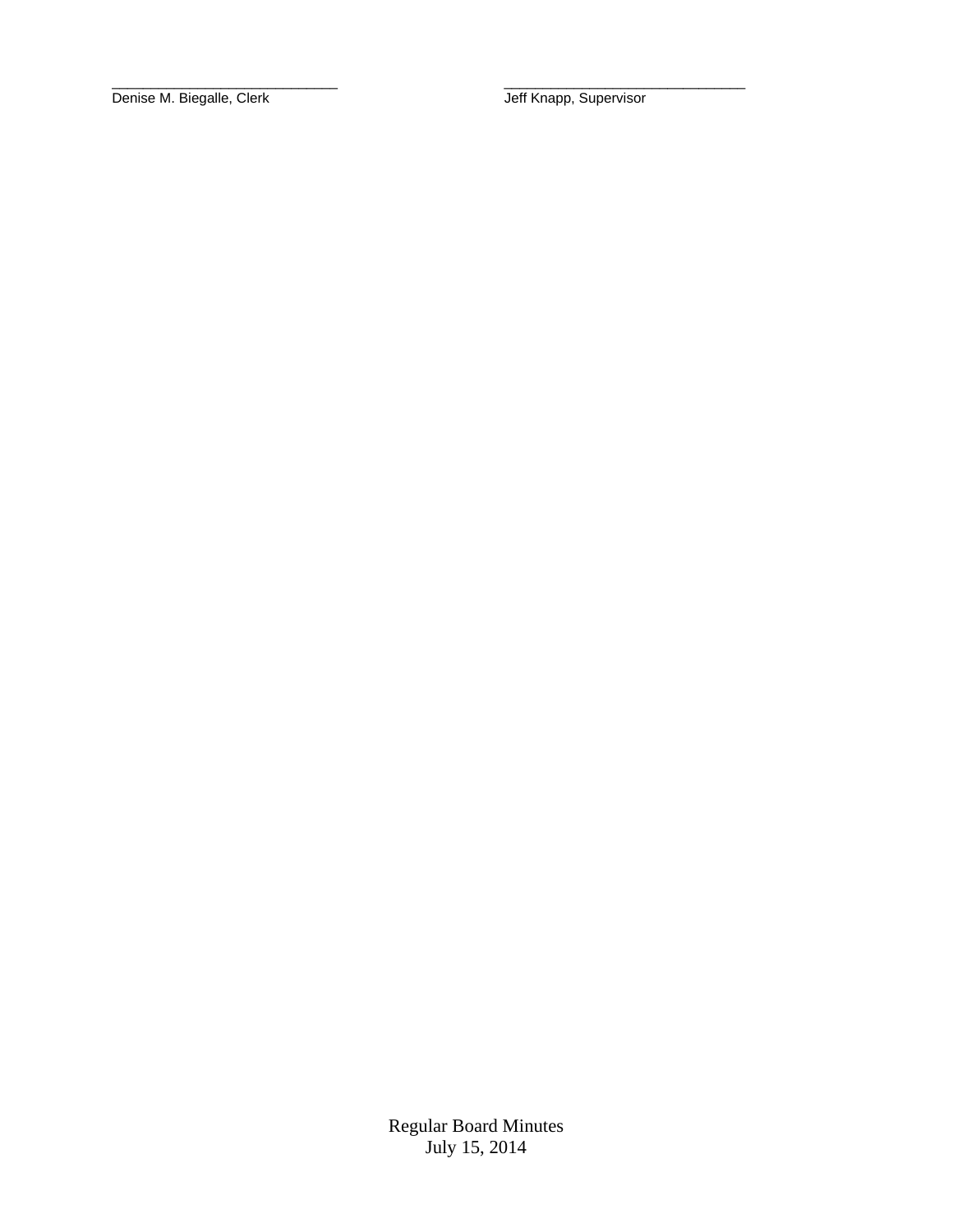_____________________________ _______________________________

Denise M. Biegalle, Clerk Jeff Knapp, Supervisor